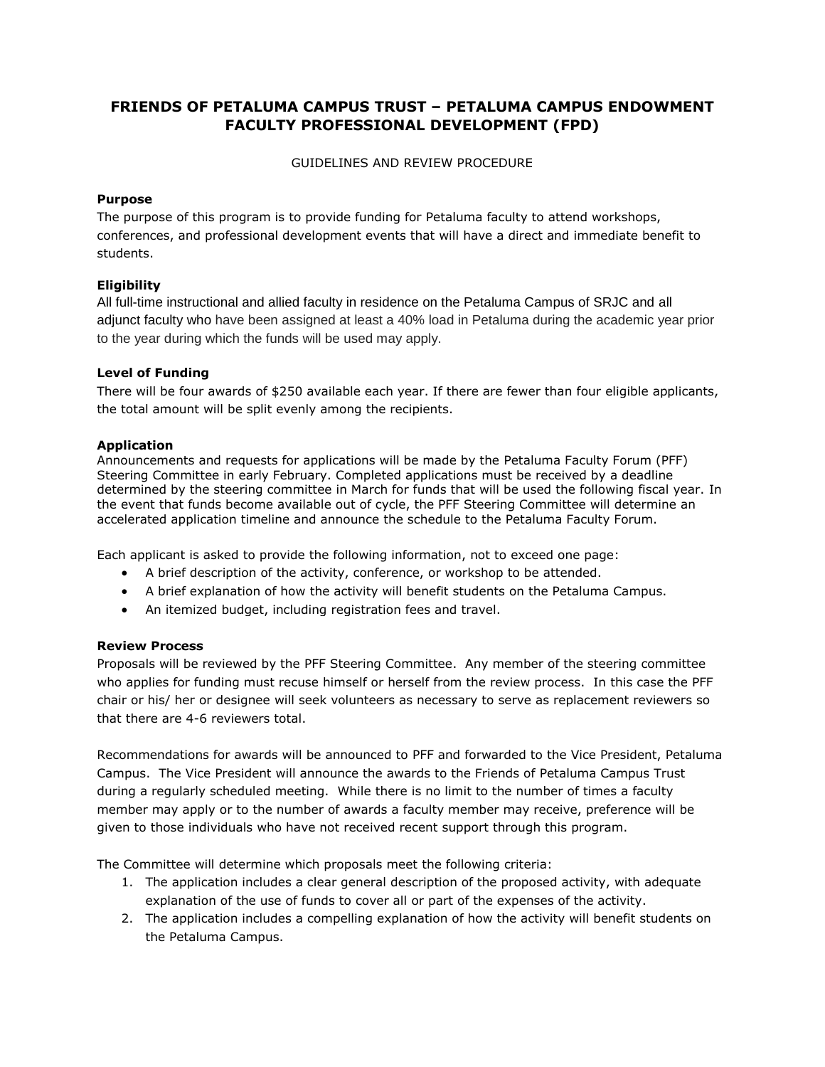# FRIENDS OF PETALUMA CAMPUS TRUST – PETALUMA CAMPUS ENDOWMENT FACULTY PROFESSIONAL DEVELOPMENT (FPD)

GUIDELINES AND REVIEW PROCEDURE

### Purpose

The purpose of this program is to provide funding for Petaluma faculty to attend workshops, conferences, and professional development events that will have a direct and immediate benefit to students.

### Eligibility

All full-time instructional and allied faculty in residence on the Petaluma Campus of SRJC and all adjunct faculty who have been assigned at least a 40% load in Petaluma during the academic year prior to the year during which the funds will be used may apply.

### Level of Funding

There will be four awards of $250 available each year. If there are fewer than four eligible applicants, the total amount will be split evenly among the recipients.

### Application

Announcements and requests for applications will be made by the Petaluma Faculty Forum (PFF) Steering Committee in early February. Completed applications must be received by a deadline determined by the steering committee in March for funds that will be used the following fiscal year. In the event that funds become available out of cycle, the PFF Steering Committee will determine an accelerated application timeline and announce the schedule to the Petaluma Faculty Forum.

Each applicant is asked to provide the following information, not to exceed one page:

- A brief description of the activity, conference, or workshop to be attended.
- A brief explanation of how the activity will benefit students on the Petaluma Campus.
- An itemized budget, including registration fees and travel.

### Review Process

Proposals will be reviewed by the PFF Steering Committee. Any member of the steering committee who applies for funding must recuse himself or herself from the review process. In this case the PFF chair or his/ her or designee will seek volunteers as necessary to serve as replacement reviewers so that there are 4-6 reviewers total.

Recommendations for awards will be announced to PFF and forwarded to the Vice President, Petaluma Campus. The Vice President will announce the awards to the Friends of Petaluma Campus Trust during a regularly scheduled meeting. While there is no limit to the number of times a faculty member may apply or to the number of awards a faculty member may receive, preference will be given to those individuals who have not received recent support through this program.

The Committee will determine which proposals meet the following criteria:

1. The application includes a clear general description of the proposed activity, with adequate explanation of the use of funds to cover all or part of the expenses of the activity.
2. The application includes a compelling explanation of how the activity will benefit students on the Petaluma Campus.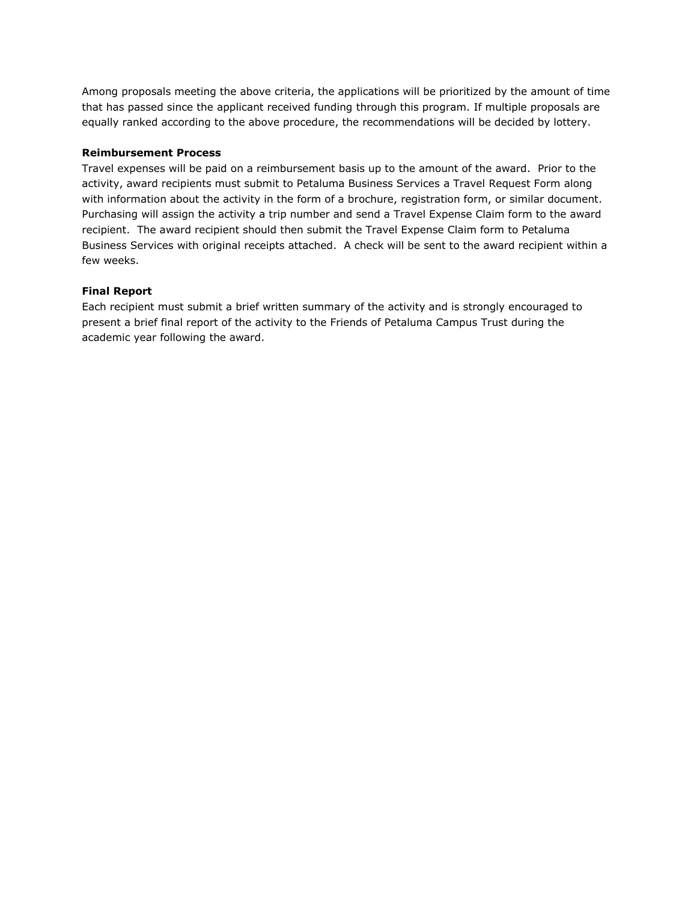Among proposals meeting the above criteria, the applications will be prioritized by the amount of time that has passed since the applicant received funding through this program. If multiple proposals are equally ranked according to the above procedure, the recommendations will be decided by lottery.

**Reimbursement Process**

Travel expenses will be paid on a reimbursement basis up to the amount of the award. Prior to the activity, award recipients must submit to Petaluma Business Services a Travel Request Form along with information about the activity in the form of a brochure, registration form, or similar document. Purchasing will assign the activity a trip number and send a Travel Expense Claim form to the award recipient. The award recipient should then submit the Travel Expense Claim form to Petaluma Business Services with original receipts attached. A check will be sent to the award recipient within a few weeks.

**Final Report**

Each recipient must submit a brief written summary of the activity and is strongly encouraged to present a brief final report of the activity to the Friends of Petaluma Campus Trust during the academic year following the award.